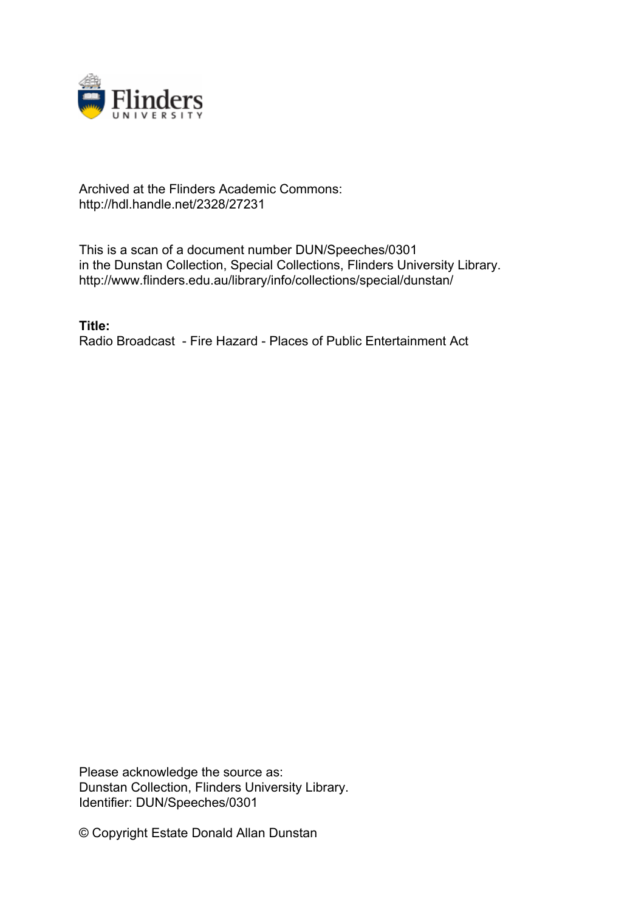Archived at the Flinders Academic Commons:
http://hdl.handle.net/2328/27231

This is a scan of a document number DUN/Speeches/0301
in the Dunstan Collection, Special Collections, Flinders University Library.
http://www.flinders.edu.au/library/info/collections/special/dunstan/

**Title:**
Radio Broadcast - Fire Hazard - Places of Public Entertainment Act

Please acknowledge the source as:
Dunstan Collection, Flinders University Library.
Identifier: DUN/Speeches/0301

© Copyright Estate Donald Allan Dunstan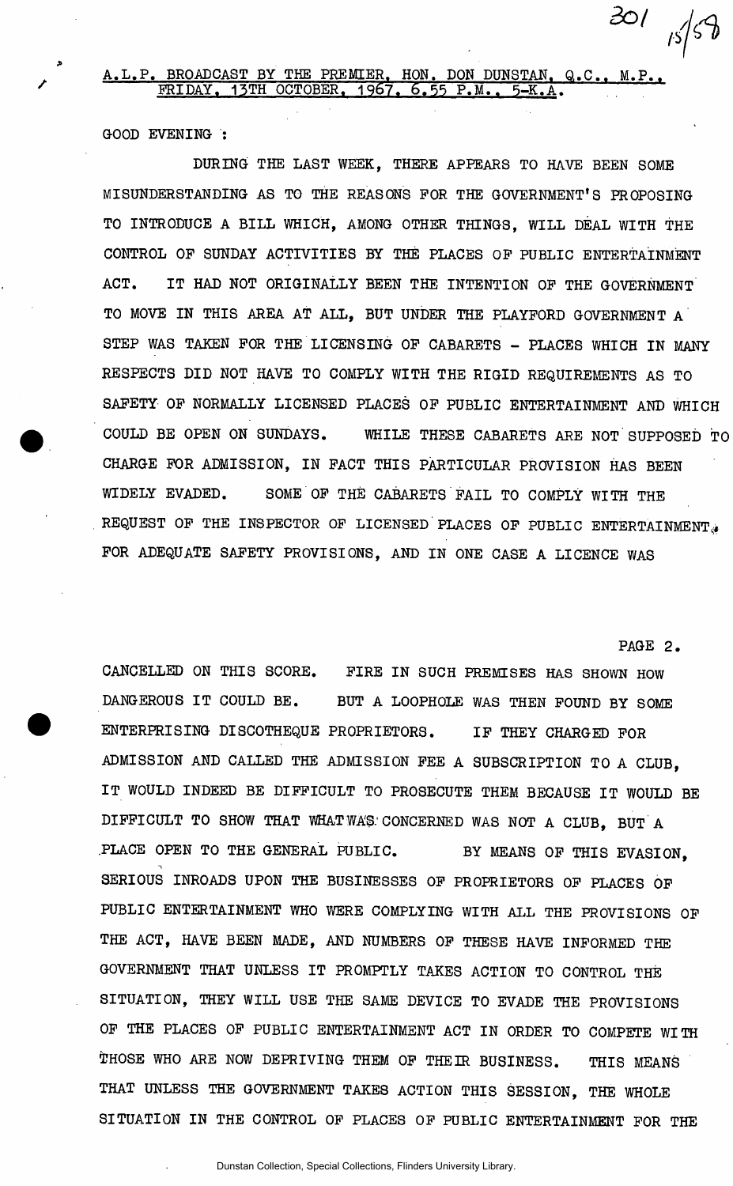# A.L.P. BROADCAST BY THE PREMIER, HON. DON DUNSTAN, Q.C., M.P., FRIDAY, 13TH OCTOBER, 1967, 6.55 P.M., 5-K.A.

GOOD EVENING :

DURING THE LAST WEEK, THERE APPEARS TO HAVE BEEN SOME MISUNDERSTANDING AS TO THE REASONS FOR THE GOVERNMENT'S PROPOSING TO INTRODUCE A BILL WHICH, AMONG OTHER THINGS, WILL DEAL WITH THE CONTROL OF SUNDAY ACTIVITIES BY THE PLACES OF PUBLIC ENTERTAINMENT ACT. IT HAD NOT ORIGINALLY BEEN THE INTENTION OF THE GOVERNMENT TO MOVE IN THIS AREA AT ALL, BUT UNDER THE PLAYFORD GOVERNMENT A STEP WAS TAKEN FOR THE LICENSING OF CABARETS - PLACES WHICH IN MANY RESPECTS DID NOT HAVE TO COMPLY WITH THE RIGID REQUIREMENTS AS TO SAFETY OF NORMALLY LICENSED PLACES OF PUBLIC ENTERTAINMENT AND WHICH COULD BE OPEN ON SUNDAYS. WHILE THESE CABARETS ARE NOT SUPPOSED TO CHARGE FOR ADMISSION, IN FACT THIS PARTICULAR PROVISION HAS BEEN WIDELY EVADED. SOME OF THE CABARETS FAIL TO COMPLY WITH THE REQUEST OF THE INSPECTOR OF LICENSED PLACES OF PUBLIC ENTERTAINMENT, FOR ADEQUATE SAFETY PROVISIONS, AND IN ONE CASE A LICENCE WAS CANCELLED ON THIS SCORE. FIRE IN SUCH PREMISES HAS SHOWN HOW DANGEROUS IT COULD BE. BUT A LOOPHOLE WAS THEN FOUND BY SOME ENTERPRISING DISCOTHEQUE PROPRIETORS. IF THEY CHARGED FOR ADMISSION AND CALLED THE ADMISSION FEE A SUBSCRIPTION TO A CLUB, IT WOULD INDEED BE DIFFICULT TO PROSECUTE THEM BECAUSE IT WOULD BE DIFFICULT TO SHOW THAT WHAT WAS CONCERNED WAS NOT A CLUB, BUT A PLACE OPEN TO THE GENERAL PUBLIC. BY MEANS OF THIS EVASION, SERIOUS INROADS UPON THE BUSINESSES OF PROPRIETORS OF PLACES OF PUBLIC ENTERTAINMENT WHO WERE COMPLYING WITH ALL THE PROVISIONS OF THE ACT, HAVE BEEN MADE, AND NUMBERS OF THESE HAVE INFORMED THE GOVERNMENT THAT UNLESS IT PROMPTLY TAKES ACTION TO CONTROL THE SITUATION, THEY WILL USE THE SAME DEVICE TO EVADE THE PROVISIONS OF THE PLACES OF PUBLIC ENTERTAINMENT ACT IN ORDER TO COMPETE WITH THOSE WHO ARE NOW DEPRIVING THEM OF THEIR BUSINESS. THIS MEANS THAT UNLESS THE GOVERNMENT TAKES ACTION THIS SESSION, THE WHOLE SITUATION IN THE CONTROL OF PLACES OF PUBLIC ENTERTAINMENT FOR THE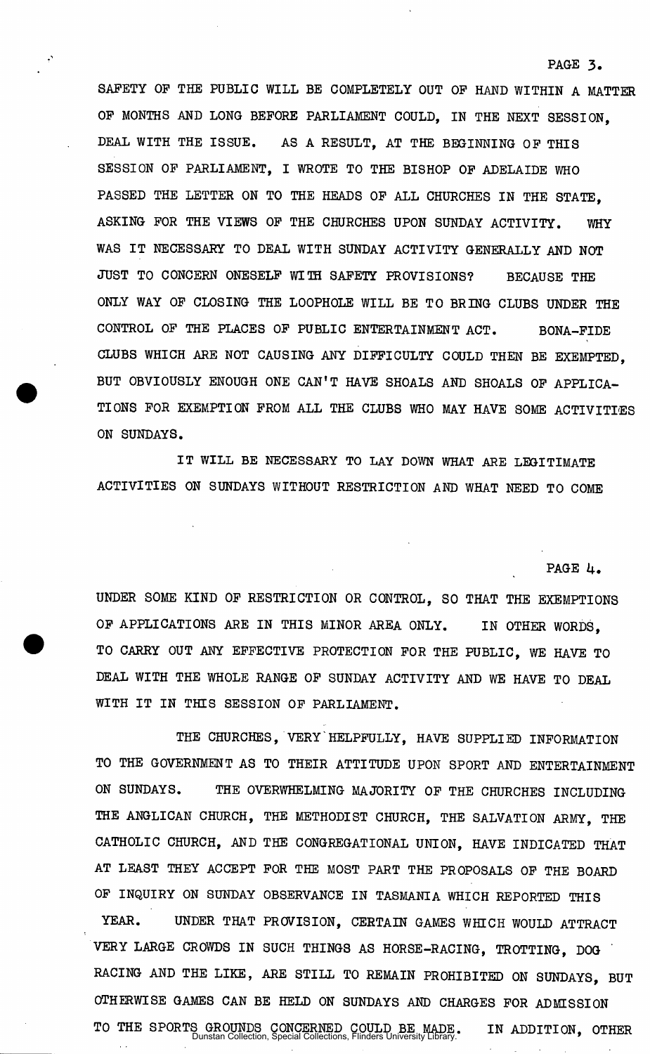SAFETY OF THE PUBLIC WILL BE COMPLETELY OUT OF HAND WITHIN A MATTER OF MONTHS AND LONG BEFORE PARLIAMENT COULD, IN THE NEXT SESSION, DEAL WITH THE ISSUE. AS A RESULT, AT THE BEGINNING OF THIS SESSION OF PARLIAMENT, I WROTE TO THE BISHOP OF ADELAIDE WHO PASSED THE LETTER ON TO THE HEADS OF ALL CHURCHES IN THE STATE, ASKING FOR THE VIEWS OF THE CHURCHES UPON SUNDAY ACTIVITY. WHY WAS IT NECESSARY TO DEAL WITH SUNDAY ACTIVITY GENERALLY AND NOT JUST TO CONCERN ONESELF WITH SAFETY PROVISIONS? BECAUSE THE ONLY WAY OF CLOSING THE LOOPHOLE WILL BE TO BRING CLUBS UNDER THE CONTROL OF THE PLACES OF PUBLIC ENTERTAINMENT ACT. BONA-FIDE CLUBS WHICH ARE NOT CAUSING ANY DIFFICULTY COULD THEN BE EXEMPTED, BUT OBVIOUSLY ENOUGH ONE CAN'T HAVE SHOALS AND SHOALS OF APPLICATIONS FOR EXEMPTION FROM ALL THE CLUBS WHO MAY HAVE SOME ACTIVITIES ON SUNDAYS.

IT WILL BE NECESSARY TO LAY DOWN WHAT ARE LEGITIMATE ACTIVITIES ON SUNDAYS WITHOUT RESTRICTION AND WHAT NEED TO COME UNDER SOME KIND OF RESTRICTION OR CONTROL, SO THAT THE EXEMPTIONS OF APPLICATIONS ARE IN THIS MINOR AREA ONLY. IN OTHER WORDS, TO CARRY OUT ANY EFFECTIVE PROTECTION FOR THE PUBLIC, WE HAVE TO DEAL WITH THE WHOLE RANGE OF SUNDAY ACTIVITY AND WE HAVE TO DEAL WITH IT IN THIS SESSION OF PARLIAMENT.

THE CHURCHES, VERY HELPFULLY, HAVE SUPPLIED INFORMATION TO THE GOVERNMENT AS TO THEIR ATTITUDE UPON SPORT AND ENTERTAINMENT ON SUNDAYS. THE OVERWHELMING MAJORITY OF THE CHURCHES INCLUDING THE ANGLICAN CHURCH, THE METHODIST CHURCH, THE SALVATION ARMY, THE CATHOLIC CHURCH, AND THE CONGREGATIONAL UNION, HAVE INDICATED THAT AT LEAST THEY ACCEPT FOR THE MOST PART THE PROPOSALS OF THE BOARD OF INQUIRY ON SUNDAY OBSERVANCE IN TASMANIA WHICH REPORTED THIS YEAR. UNDER THAT PROVISION, CERTAIN GAMES WHICH WOULD ATTRACT VERY LARGE CROWDS IN SUCH THINGS AS HORSE-RACING, TROTTING, DOG RACING AND THE LIKE, ARE STILL TO REMAIN PROHIBITED ON SUNDAYS, BUT OTHERWISE GAMES CAN BE HELD ON SUNDAYS AND CHARGES FOR ADMISSION TO THE SPORTS GROUNDS CONCERNED COULD BE MADE. IN ADDITION, OTHER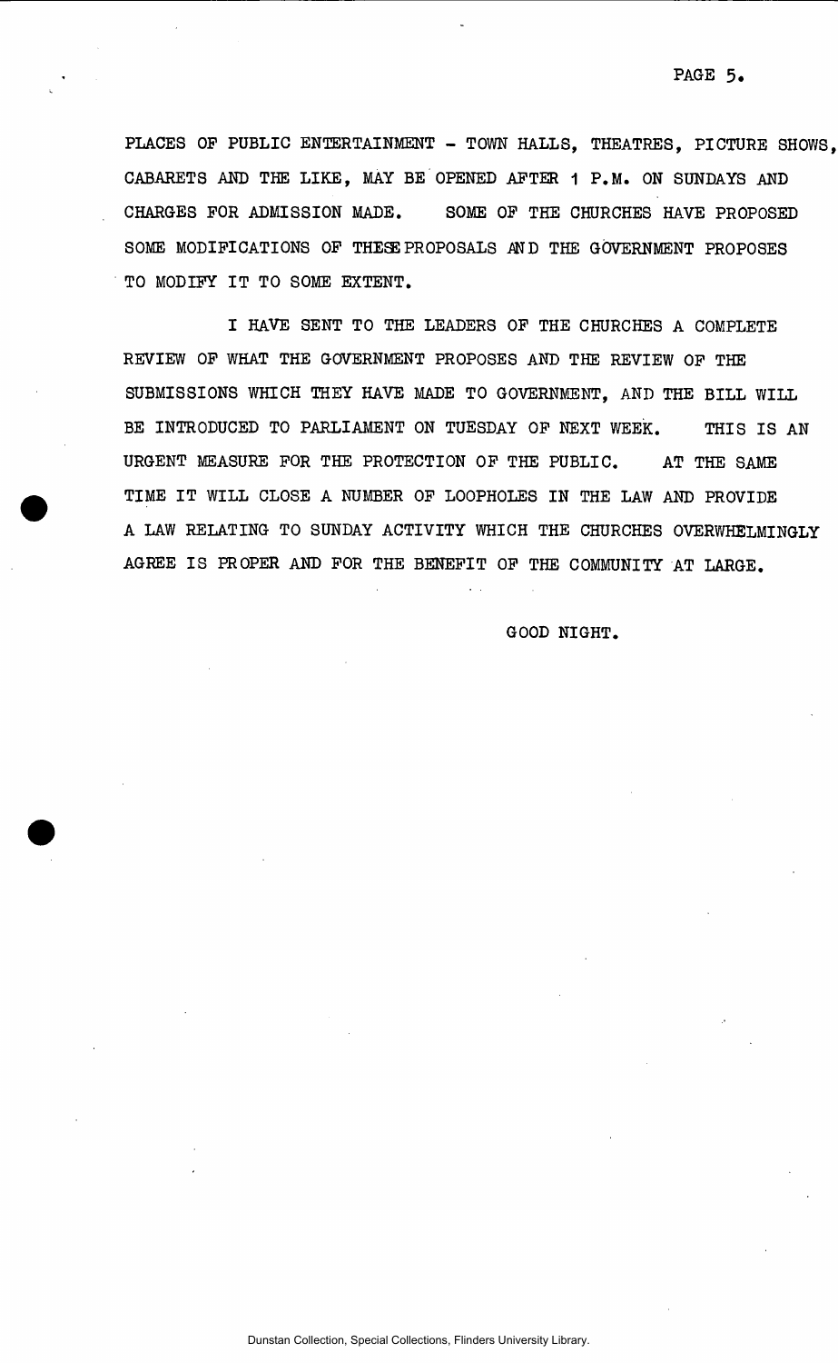PLACES OF PUBLIC ENTERTAINMENT - TOWN HALLS, THEATRES, PICTURE SHOWS, CABARETS AND THE LIKE, MAY BE OPENED AFTER 1 P.M. ON SUNDAYS AND CHARGES FOR ADMISSION MADE. SOME OF THE CHURCHES HAVE PROPOSED SOME MODIFICATIONS OF THESE PROPOSALS AND THE GOVERNMENT PROPOSES TO MODIFY IT TO SOME EXTENT.

I HAVE SENT TO THE LEADERS OF THE CHURCHES A COMPLETE REVIEW OF WHAT THE GOVERNMENT PROPOSES AND THE REVIEW OF THE SUBMISSIONS WHICH THEY HAVE MADE TO GOVERNMENT, AND THE BILL WILL BE INTRODUCED TO PARLIAMENT ON TUESDAY OF NEXT WEEK. THIS IS AN URGENT MEASURE FOR THE PROTECTION OF THE PUBLIC. AT THE SAME TIME IT WILL CLOSE A NUMBER OF LOOPHOLES IN THE LAW AND PROVIDE A LAW RELATING TO SUNDAY ACTIVITY WHICH THE CHURCHES OVERWHELMINGLY AGREE IS PROPER AND FOR THE BENEFIT OF THE COMMUNITY AT LARGE.

GOOD NIGHT.

Dunstan Collection, Special Collections, Flinders University Library.